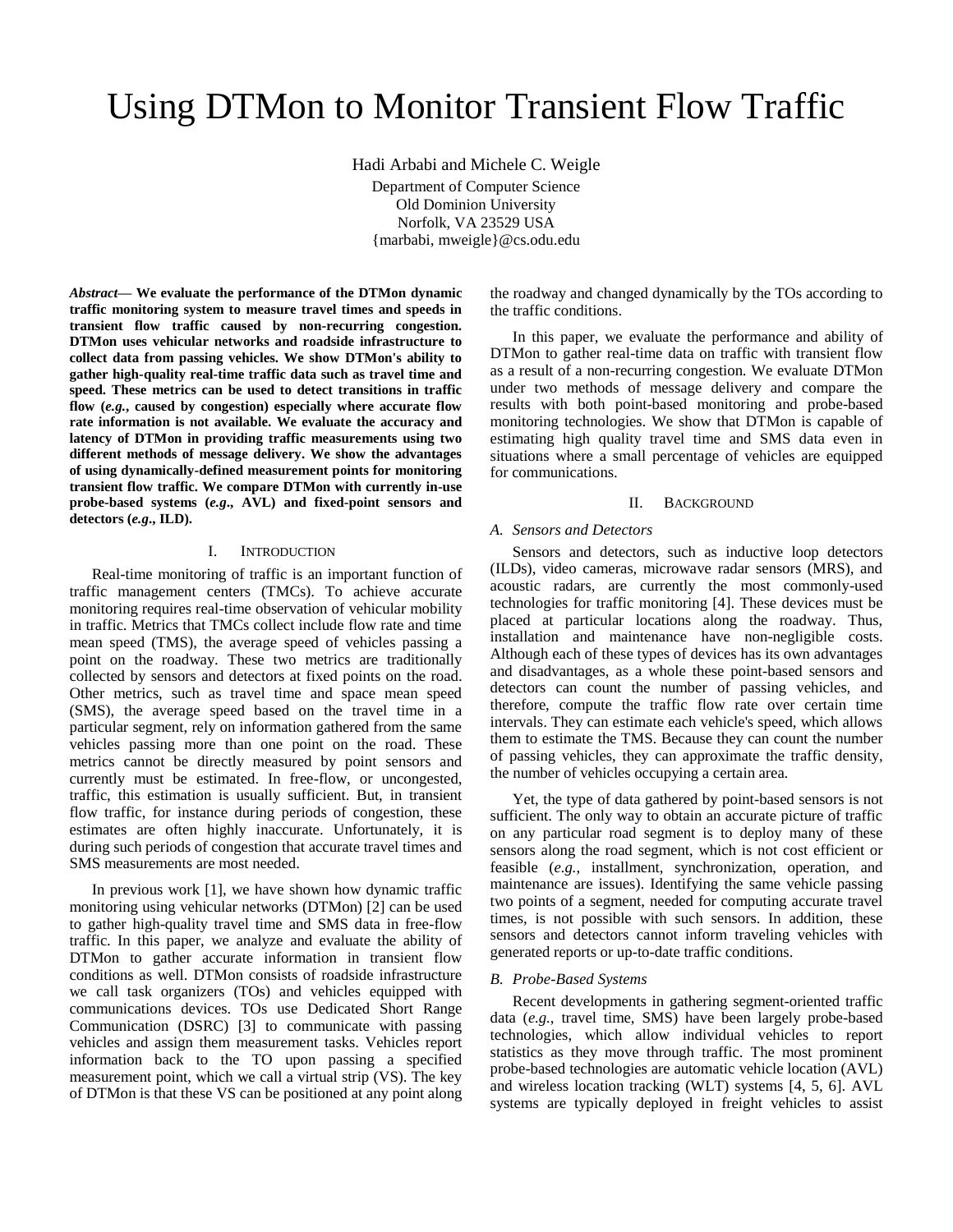# Using DTMon to Monitor Transient Flow Traffic

Hadi Arbabi and Michele C. Weigle

Department of Computer Science
Old Dominion University
Norfolk, VA 23529 USA
{marbabi, mweigle}@cs.odu.edu

***Abstract*— We evaluate the performance of the DTMon dynamic traffic monitoring system to measure travel times and speeds in transient flow traffic caused by non-recurring congestion. DTMon uses vehicular networks and roadside infrastructure to collect data from passing vehicles. We show DTMon's ability to gather high-quality real-time traffic data such as travel time and speed. These metrics can be used to detect transitions in traffic flow (*e.g.*, caused by congestion) especially where accurate flow rate information is not available. We evaluate the accuracy and latency of DTMon in providing traffic measurements using two different methods of message delivery. We show the advantages of using dynamically-defined measurement points for monitoring transient flow traffic. We compare DTMon with currently in-use probe-based systems (*e.g.*, AVL) and fixed-point sensors and detectors (*e.g.*, ILD).**

## I. Introduction

Real-time monitoring of traffic is an important function of traffic management centers (TMCs). To achieve accurate monitoring requires real-time observation of vehicular mobility in traffic. Metrics that TMCs collect include flow rate and time mean speed (TMS), the average speed of vehicles passing a point on the roadway. These two metrics are traditionally collected by sensors and detectors at fixed points on the road. Other metrics, such as travel time and space mean speed (SMS), the average speed based on the travel time in a particular segment, rely on information gathered from the same vehicles passing more than one point on the road. These metrics cannot be directly measured by point sensors and currently must be estimated. In free-flow, or uncongested, traffic, this estimation is usually sufficient. But, in transient flow traffic, for instance during periods of congestion, these estimates are often highly inaccurate. Unfortunately, it is during such periods of congestion that accurate travel times and SMS measurements are most needed.

In previous work [1], we have shown how dynamic traffic monitoring using vehicular networks (DTMon) [2] can be used to gather high-quality travel time and SMS data in free-flow traffic. In this paper, we analyze and evaluate the ability of DTMon to gather accurate information in transient flow conditions as well. DTMon consists of roadside infrastructure we call task organizers (TOs) and vehicles equipped with communications devices. TOs use Dedicated Short Range Communication (DSRC) [3] to communicate with passing vehicles and assign them measurement tasks. Vehicles report information back to the TO upon passing a specified measurement point, which we call a virtual strip (VS). The key of DTMon is that these VS can be positioned at any point along the roadway and changed dynamically by the TOs according to the traffic conditions.

In this paper, we evaluate the performance and ability of DTMon to gather real-time data on traffic with transient flow as a result of a non-recurring congestion. We evaluate DTMon under two methods of message delivery and compare the results with both point-based monitoring and probe-based monitoring technologies. We show that DTMon is capable of estimating high quality travel time and SMS data even in situations where a small percentage of vehicles are equipped for communications.

## II. Background

### A. Sensors and Detectors

Sensors and detectors, such as inductive loop detectors (ILDs), video cameras, microwave radar sensors (MRS), and acoustic radars, are currently the most commonly-used technologies for traffic monitoring [4]. These devices must be placed at particular locations along the roadway. Thus, installation and maintenance have non-negligible costs. Although each of these types of devices has its own advantages and disadvantages, as a whole these point-based sensors and detectors can count the number of passing vehicles, and therefore, compute the traffic flow rate over certain time intervals. They can estimate each vehicle's speed, which allows them to estimate the TMS. Because they can count the number of passing vehicles, they can approximate the traffic density, the number of vehicles occupying a certain area.

Yet, the type of data gathered by point-based sensors is not sufficient. The only way to obtain an accurate picture of traffic on any particular road segment is to deploy many of these sensors along the road segment, which is not cost efficient or feasible (*e.g.*, installment, synchronization, operation, and maintenance are issues). Identifying the same vehicle passing two points of a segment, needed for computing accurate travel times, is not possible with such sensors. In addition, these sensors and detectors cannot inform traveling vehicles with generated reports or up-to-date traffic conditions.

### B. Probe-Based Systems

Recent developments in gathering segment-oriented traffic data (*e.g.*, travel time, SMS) have been largely probe-based technologies, which allow individual vehicles to report statistics as they move through traffic. The most prominent probe-based technologies are automatic vehicle location (AVL) and wireless location tracking (WLT) systems [4, 5, 6]. AVL systems are typically deployed in freight vehicles to assist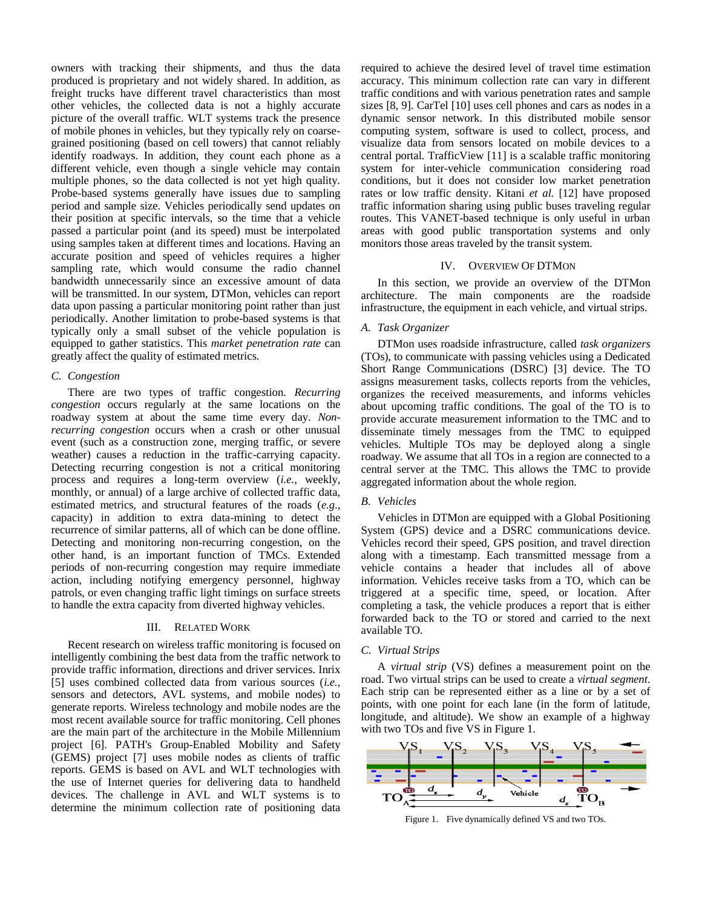owners with tracking their shipments, and thus the data produced is proprietary and not widely shared. In addition, as freight trucks have different travel characteristics than most other vehicles, the collected data is not a highly accurate picture of the overall traffic. WLT systems track the presence of mobile phones in vehicles, but they typically rely on coarse-grained positioning (based on cell towers) that cannot reliably identify roadways. In addition, they count each phone as a different vehicle, even though a single vehicle may contain multiple phones, so the data collected is not yet high quality. Probe-based systems generally have issues due to sampling period and sample size. Vehicles periodically send updates on their position at specific intervals, so the time that a vehicle passed a particular point (and its speed) must be interpolated using samples taken at different times and locations. Having an accurate position and speed of vehicles requires a higher sampling rate, which would consume the radio channel bandwidth unnecessarily since an excessive amount of data will be transmitted. In our system, DTMon, vehicles can report data upon passing a particular monitoring point rather than just periodically. Another limitation to probe-based systems is that typically only a small subset of the vehicle population is equipped to gather statistics. This *market penetration rate* can greatly affect the quality of estimated metrics.

### C. Congestion

There are two types of traffic congestion. *Recurring congestion* occurs regularly at the same locations on the roadway system at about the same time every day. *Non-recurring congestion* occurs when a crash or other unusual event (such as a construction zone, merging traffic, or severe weather) causes a reduction in the traffic-carrying capacity. Detecting recurring congestion is not a critical monitoring process and requires a long-term overview (*i.e.*, weekly, monthly, or annual) of a large archive of collected traffic data, estimated metrics, and structural features of the roads (*e.g.*, capacity) in addition to extra data-mining to detect the recurrence of similar patterns, all of which can be done offline. Detecting and monitoring non-recurring congestion, on the other hand, is an important function of TMCs. Extended periods of non-recurring congestion may require immediate action, including notifying emergency personnel, highway patrols, or even changing traffic light timings on surface streets to handle the extra capacity from diverted highway vehicles.

## III. Related Work

Recent research on wireless traffic monitoring is focused on intelligently combining the best data from the traffic network to provide traffic information, directions and driver services. Inrix [5] uses combined collected data from various sources (*i.e.*, sensors and detectors, AVL systems, and mobile nodes) to generate reports. Wireless technology and mobile nodes are the most recent available source for traffic monitoring. Cell phones are the main part of the architecture in the Mobile Millennium project [6]. PATH's Group-Enabled Mobility and Safety (GEMS) project [7] uses mobile nodes as clients of traffic reports. GEMS is based on AVL and WLT technologies with the use of Internet queries for delivering data to handheld devices. The challenge in AVL and WLT systems is to determine the minimum collection rate of positioning data required to achieve the desired level of travel time estimation accuracy. This minimum collection rate can vary in different traffic conditions and with various penetration rates and sample sizes [8, 9]. CarTel [10] uses cell phones and cars as nodes in a dynamic sensor network. In this distributed mobile sensor computing system, software is used to collect, process, and visualize data from sensors located on mobile devices to a central portal. TrafficView [11] is a scalable traffic monitoring system for inter-vehicle communication considering road conditions, but it does not consider low market penetration rates or low traffic density. Kitani *et al.* [12] have proposed traffic information sharing using public buses traveling regular routes. This VANET-based technique is only useful in urban areas with good public transportation systems and only monitors those areas traveled by the transit system.

## IV. Overview of DTMon

In this section, we provide an overview of the DTMon architecture. The main components are the roadside infrastructure, the equipment in each vehicle, and virtual strips.

### A. Task Organizer

DTMon uses roadside infrastructure, called *task organizers* (TOs), to communicate with passing vehicles using a Dedicated Short Range Communications (DSRC) [3] device. The TO assigns measurement tasks, collects reports from the vehicles, organizes the received measurements, and informs vehicles about upcoming traffic conditions. The goal of the TO is to provide accurate measurement information to the TMC and to disseminate timely messages from the TMC to equipped vehicles. Multiple TOs may be deployed along a single roadway. We assume that all TOs in a region are connected to a central server at the TMC. This allows the TMC to provide aggregated information about the whole region.

### B. Vehicles

Vehicles in DTMon are equipped with a Global Positioning System (GPS) device and a DSRC communications device. Vehicles record their speed, GPS position, and travel direction along with a timestamp. Each transmitted message from a vehicle contains a header that includes all of above information. Vehicles receive tasks from a TO, which can be triggered at a specific time, speed, or location. After completing a task, the vehicle produces a report that is either forwarded back to the TO or stored and carried to the next available TO.

### C. Virtual Strips

A *virtual strip* (VS) defines a measurement point on the road. Two virtual strips can be used to create a *virtual segment*. Each strip can be represented either as a line or by a set of points, with one point for each lane (in the form of latitude, longitude, and altitude). We show an example of a highway with two TOs and five VS in Figure 1.

$VS_1$ $VS_2$ $VS_3$ $VS_4$ $VS_5$
$TO_A$ $d_x$ $d_y$ Vehicle $d_z$ $TO_B$

Figure 1. Five dynamically defined VS and two TOs.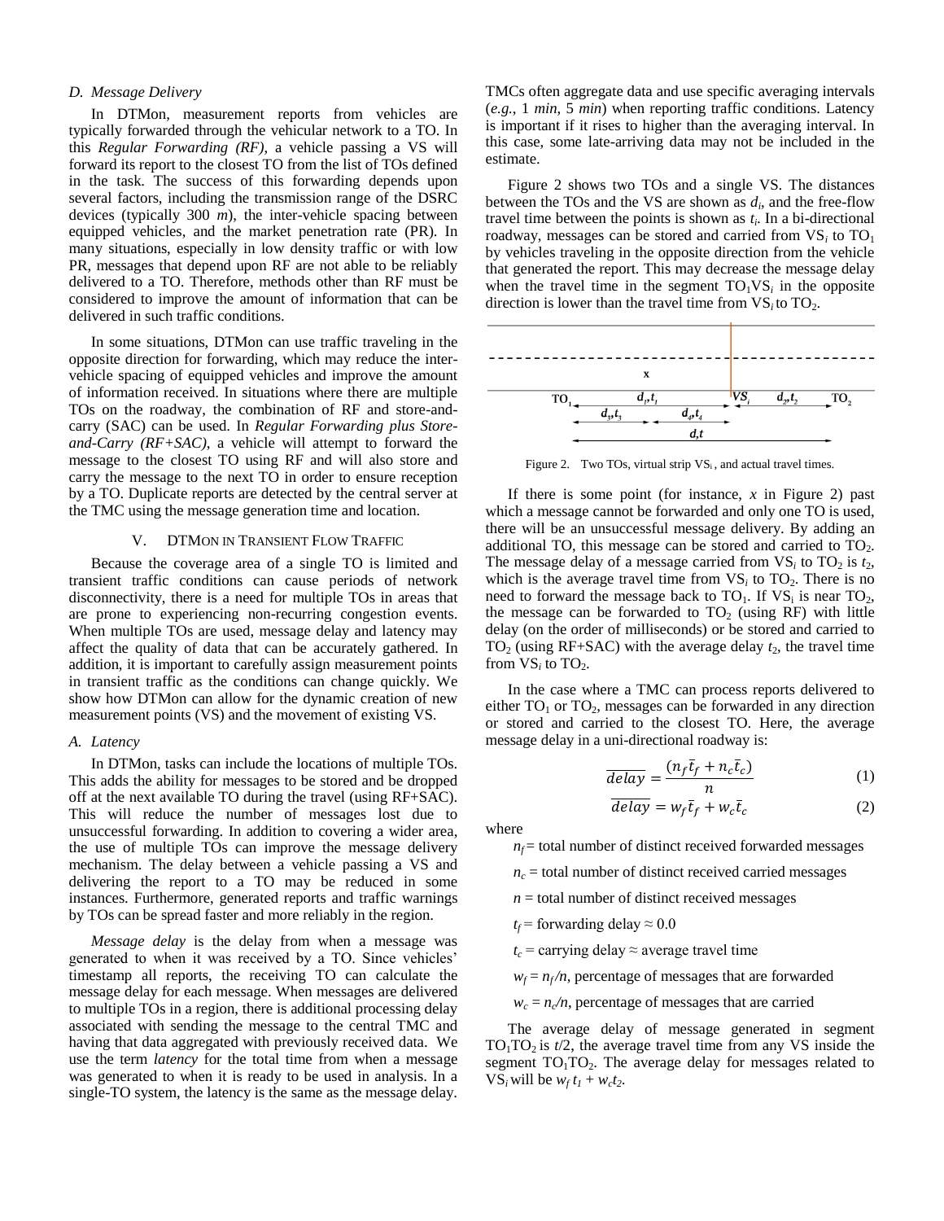### D. Message Delivery

In DTMon, measurement reports from vehicles are typically forwarded through the vehicular network to a TO. In this *Regular Forwarding (RF)*, a vehicle passing a VS will forward its report to the closest TO from the list of TOs defined in the task. The success of this forwarding depends upon several factors, including the transmission range of the DSRC devices (typically 300 *m*), the inter-vehicle spacing between equipped vehicles, and the market penetration rate (PR). In many situations, especially in low density traffic or with low PR, messages that depend upon RF are not able to be reliably delivered to a TO. Therefore, methods other than RF must be considered to improve the amount of information that can be delivered in such traffic conditions.

In some situations, DTMon can use traffic traveling in the opposite direction for forwarding, which may reduce the inter-vehicle spacing of equipped vehicles and improve the amount of information received. In situations where there are multiple TOs on the roadway, the combination of RF and store-and-carry (SAC) can be used. In *Regular Forwarding plus Store-and-Carry (RF+SAC)*, a vehicle will attempt to forward the message to the closest TO using RF and will also store and carry the message to the next TO in order to ensure reception by a TO. Duplicate reports are detected by the central server at the TMC using the message generation time and location.

## V. DTMon in Transient Flow Traffic

Because the coverage area of a single TO is limited and transient traffic conditions can cause periods of network disconnectivity, there is a need for multiple TOs in areas that are prone to experiencing non-recurring congestion events. When multiple TOs are used, message delay and latency may affect the quality of data that can be accurately gathered. In addition, it is important to carefully assign measurement points in transient traffic as the conditions can change quickly. We show how DTMon can allow for the dynamic creation of new measurement points (VS) and the movement of existing VS.

### A. Latency

In DTMon, tasks can include the locations of multiple TOs. This adds the ability for messages to be stored and be dropped off at the next available TO during the travel (using RF+SAC). This will reduce the number of messages lost due to unsuccessful forwarding. In addition to covering a wider area, the use of multiple TOs can improve the message delivery mechanism. The delay between a vehicle passing a VS and delivering the report to a TO may be reduced in some instances. Furthermore, generated reports and traffic warnings by TOs can be spread faster and more reliably in the region.

*Message delay* is the delay from when a message was generated to when it was received by a TO. Since vehicles' timestamp all reports, the receiving TO can calculate the message delay for each message. When messages are delivered to multiple TOs in a region, there is additional processing delay associated with sending the message to the central TMC and having that data aggregated with previously received data. We use the term *latency* for the total time from when a message was generated to when it is ready to be used in analysis. In a single-TO system, the latency is the same as the message delay. TMCs often aggregate data and use specific averaging intervals (*e.g.*, 1 *min*, 5 *min*) when reporting traffic conditions. Latency is important if it rises to higher than the averaging interval. In this case, some late-arriving data may not be included in the estimate.

Figure 2 shows two TOs and a single VS. The distances between the TOs and the VS are shown as $d_i$, and the free-flow travel time between the points is shown as $t_i$. In a bi-directional roadway, messages can be stored and carried from $VS_i$ to $TO_1$ by vehicles traveling in the opposite direction from the vehicle that generated the report. This may decrease the message delay when the travel time in the segment $TO_1VS_i$ in the opposite direction is lower than the travel time from $VS_i$ to $TO_2$.

x

$TO_1$ $VS_i$ $TO_2$

$d_1,t_1$ $d_2,t_2$ $d_3,t_3$ $d_4,t_4$ $d,t$

Figure 2. Two TOs, virtual strip $VS_i$, and actual travel times.

If there is some point (for instance, *x* in Figure 2) past which a message cannot be forwarded and only one TO is used, there will be an unsuccessful message delivery. By adding an additional TO, this message can be stored and carried to $TO_2$. The message delay of a message carried from $VS_i$ to $TO_2$ is $t_2$, which is the average travel time from $VS_i$ to $TO_2$. There is no need to forward the message back to $TO_1$. If $VS_i$ is near $TO_2$, the message can be forwarded to $TO_2$ (using RF) with little delay (on the order of milliseconds) or be stored and carried to $TO_2$ (using RF+SAC) with the average delay $t_2$, the travel time from $VS_i$ to $TO_2$.

In the case where a TMC can process reports delivered to either $TO_1$ or $TO_2$, messages can be forwarded in any direction or stored and carried to the closest TO. Here, the average message delay in a uni-directional roadway is:

$$\overline{delay} = \frac{(n_f\bar{t}_f + n_c\bar{t}_c)}{n} \tag{1}$$

$$\overline{delay} = w_f\bar{t}_f + w_c\bar{t}_c \tag{2}$$

where

$n_f$ = total number of distinct received forwarded messages

$n_c$ = total number of distinct received carried messages

$n$ = total number of distinct received messages

$t_f$ = forwarding delay ≈ 0.0

$t_c$ = carrying delay ≈ average travel time

$w_f = n_f/n$, percentage of messages that are forwarded

$w_c = n_c/n$, percentage of messages that are carried

The average delay of message generated in segment $TO_1TO_2$ is $t/2$, the average travel time from any VS inside the segment $TO_1TO_2$. The average delay for messages related to $VS_i$ will be $w_f t_1 + w_c t_2$.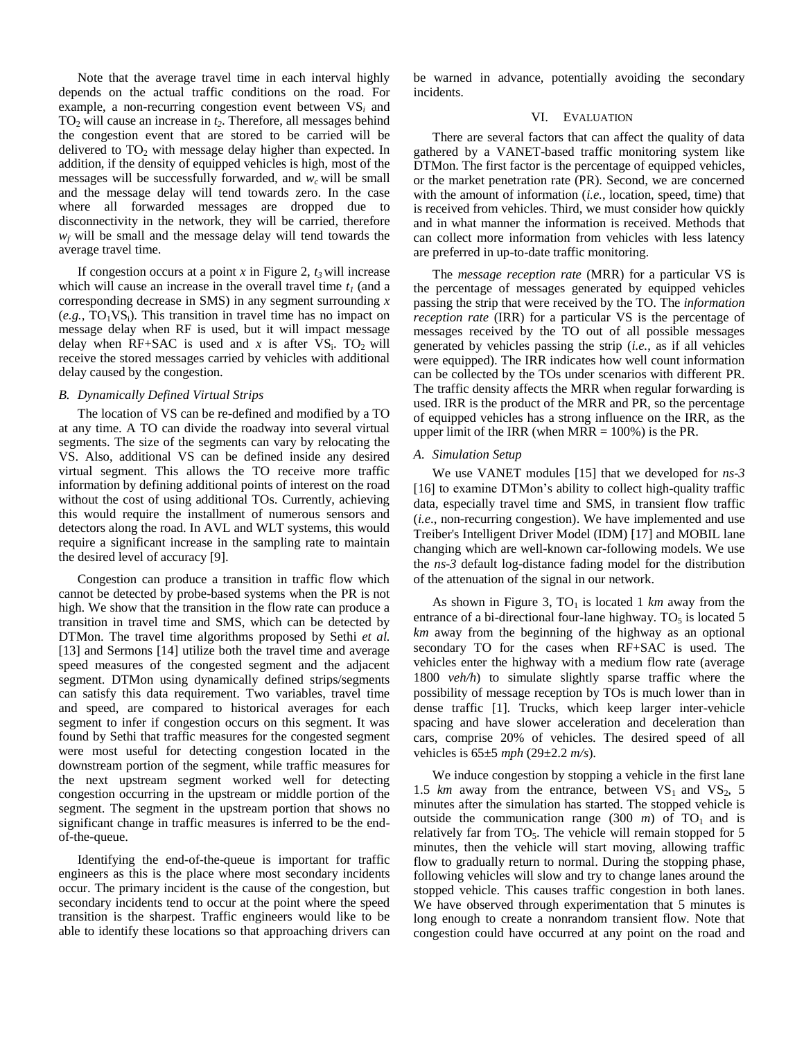Note that the average travel time in each interval highly depends on the actual traffic conditions on the road. For example, a non-recurring congestion event between $VS_i$ and $TO_2$ will cause an increase in $t_2$. Therefore, all messages behind the congestion event that are stored to be carried will be delivered to $TO_2$ with message delay higher than expected. In addition, if the density of equipped vehicles is high, most of the messages will be successfully forwarded, and $w_c$ will be small and the message delay will tend towards zero. In the case where all forwarded messages are dropped due to disconnectivity in the network, they will be carried, therefore $w_f$ will be small and the message delay will tend towards the average travel time.

If congestion occurs at a point *x* in Figure 2, $t_3$ will increase which will cause an increase in the overall travel time $t_1$ (and a corresponding decrease in SMS) in any segment surrounding *x* (*e.g.*, $TO_1VS_i$). This transition in travel time has no impact on message delay when RF is used, but it will impact message delay when RF+SAC is used and *x* is after $VS_i$. $TO_2$ will receive the stored messages carried by vehicles with additional delay caused by the congestion.

### B. Dynamically Defined Virtual Strips

The location of VS can be re-defined and modified by a TO at any time. A TO can divide the roadway into several virtual segments. The size of the segments can vary by relocating the VS. Also, additional VS can be defined inside any desired virtual segment. This allows the TO receive more traffic information by defining additional points of interest on the road without the cost of using additional TOs. Currently, achieving this would require the installment of numerous sensors and detectors along the road. In AVL and WLT systems, this would require a significant increase in the sampling rate to maintain the desired level of accuracy [9].

Congestion can produce a transition in traffic flow which cannot be detected by probe-based systems when the PR is not high. We show that the transition in the flow rate can produce a transition in travel time and SMS, which can be detected by DTMon. The travel time algorithms proposed by Sethi *et al.* [13] and Sermons [14] utilize both the travel time and average speed measures of the congested segment and the adjacent segment. DTMon using dynamically defined strips/segments can satisfy this data requirement. Two variables, travel time and speed, are compared to historical averages for each segment to infer if congestion occurs on this segment. It was found by Sethi that traffic measures for the congested segment were most useful for detecting congestion located in the downstream portion of the segment, while traffic measures for the next upstream segment worked well for detecting congestion occurring in the upstream or middle portion of the segment. The segment in the upstream portion that shows no significant change in traffic measures is inferred to be the end-of-the-queue.

Identifying the end-of-the-queue is important for traffic engineers as this is the place where most secondary incidents occur. The primary incident is the cause of the congestion, but secondary incidents tend to occur at the point where the speed transition is the sharpest. Traffic engineers would like to be able to identify these locations so that approaching drivers can be warned in advance, potentially avoiding the secondary incidents.

## VI. Evaluation

There are several factors that can affect the quality of data gathered by a VANET-based traffic monitoring system like DTMon. The first factor is the percentage of equipped vehicles, or the market penetration rate (PR). Second, we are concerned with the amount of information (*i.e.*, location, speed, time) that is received from vehicles. Third, we must consider how quickly and in what manner the information is received. Methods that can collect more information from vehicles with less latency are preferred in up-to-date traffic monitoring.

The *message reception rate* (MRR) for a particular VS is the percentage of messages generated by equipped vehicles passing the strip that were received by the TO. The *information reception rate* (IRR) for a particular VS is the percentage of messages received by the TO out of all possible messages generated by vehicles passing the strip (*i.e.*, as if all vehicles were equipped). The IRR indicates how well count information can be collected by the TOs under scenarios with different PR. The traffic density affects the MRR when regular forwarding is used. IRR is the product of the MRR and PR, so the percentage of equipped vehicles has a strong influence on the IRR, as the upper limit of the IRR (when MRR = 100%) is the PR.

### A. Simulation Setup

We use VANET modules [15] that we developed for *ns-3* [16] to examine DTMon's ability to collect high-quality traffic data, especially travel time and SMS, in transient flow traffic (*i.e.*, non-recurring congestion). We have implemented and use Treiber's Intelligent Driver Model (IDM) [17] and MOBIL lane changing which are well-known car-following models. We use the *ns-3* default log-distance fading model for the distribution of the attenuation of the signal in our network.

As shown in Figure 3, $TO_1$ is located 1 *km* away from the entrance of a bi-directional four-lane highway. $TO_5$ is located 5 *km* away from the beginning of the highway as an optional secondary TO for the cases when RF+SAC is used. The vehicles enter the highway with a medium flow rate (average 1800 *veh/h*) to simulate slightly sparse traffic where the possibility of message reception by TOs is much lower than in dense traffic [1]. Trucks, which keep larger inter-vehicle spacing and have slower acceleration and deceleration than cars, comprise 20% of vehicles. The desired speed of all vehicles is 65±5 *mph* (29±2.2 *m/s*).

We induce congestion by stopping a vehicle in the first lane 1.5 *km* away from the entrance, between $VS_1$ and $VS_2$, 5 minutes after the simulation has started. The stopped vehicle is outside the communication range (300 *m*) of $TO_1$ and is relatively far from $TO_5$. The vehicle will remain stopped for 5 minutes, then the vehicle will start moving, allowing traffic flow to gradually return to normal. During the stopping phase, following vehicles will slow and try to change lanes around the stopped vehicle. This causes traffic congestion in both lanes. We have observed through experimentation that 5 minutes is long enough to create a nonrandom transient flow. Note that congestion could have occurred at any point on the road and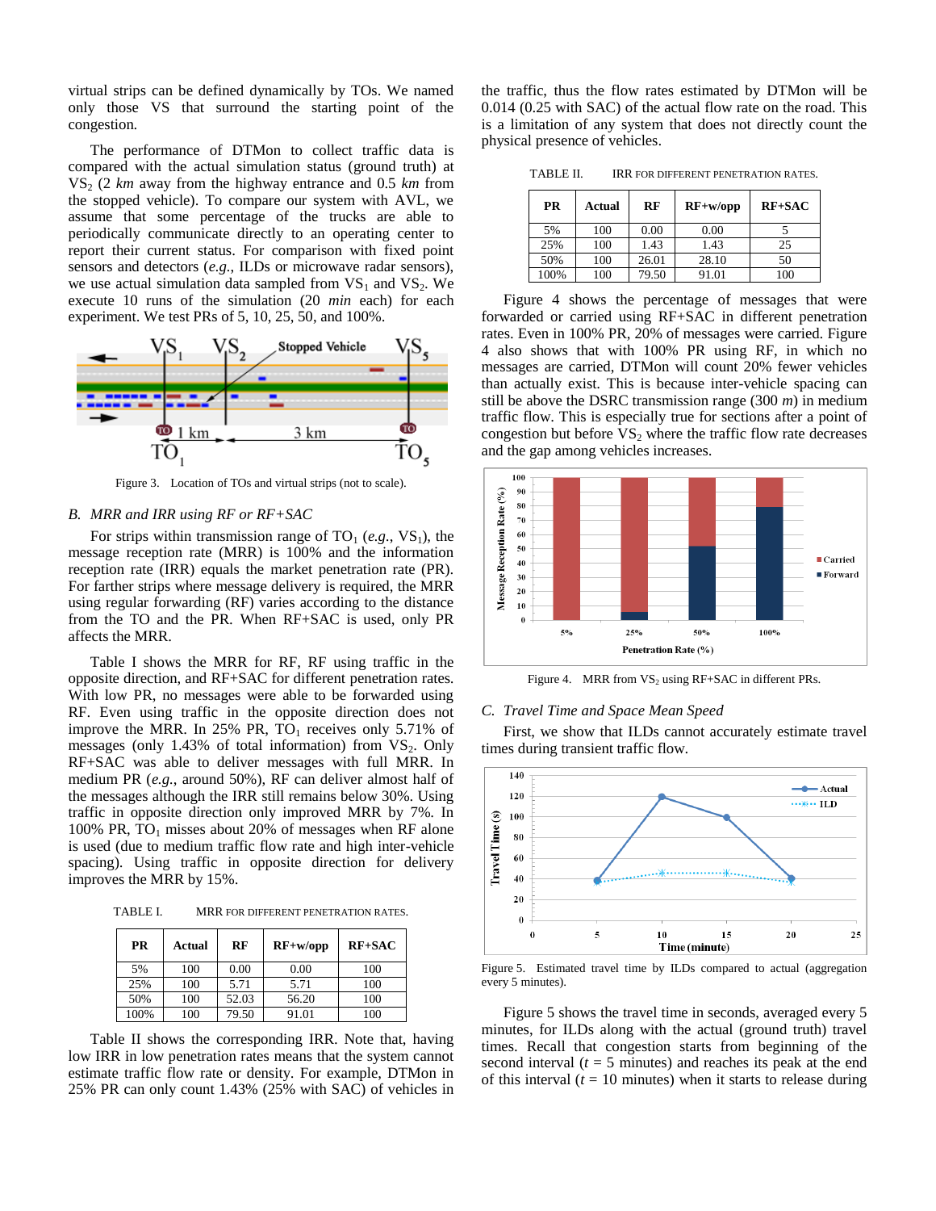virtual strips can be defined dynamically by TOs. We named only those VS that surround the starting point of the congestion.

The performance of DTMon to collect traffic data is compared with the actual simulation status (ground truth) at $VS_2$ (2 *km* away from the highway entrance and 0.5 *km* from the stopped vehicle). To compare our system with AVL, we assume that some percentage of the trucks are able to periodically communicate directly to an operating center to report their current status. For comparison with fixed point sensors and detectors (*e.g.*, ILDs or microwave radar sensors), we use actual simulation data sampled from $VS_1$ and $VS_2$. We execute 10 runs of the simulation (20 *min* each) for each experiment. We test PRs of 5, 10, 25, 50, and 100%.

VS1 VS2 Stopped Vehicle VS5
TO 1 km 3 km TO
TO1 TO5

Figure 3. Location of TOs and virtual strips (not to scale).

### B. *MRR and IRR using RF or RF+SAC*

For strips within transmission range of $TO_1$ (*e.g.*, $VS_1$), the message reception rate (MRR) is 100% and the information reception rate (IRR) equals the market penetration rate (PR). For farther strips where message delivery is required, the MRR using regular forwarding (RF) varies according to the distance from the TO and the PR. When RF+SAC is used, only PR affects the MRR.

Table I shows the MRR for RF, RF using traffic in the opposite direction, and RF+SAC for different penetration rates. With low PR, no messages were able to be forwarded using RF. Even using traffic in the opposite direction does not improve the MRR. In 25% PR, $TO_1$ receives only 5.71% of messages (only 1.43% of total information) from $VS_2$. Only RF+SAC was able to deliver messages with full MRR. In medium PR (*e.g.*, around 50%), RF can deliver almost half of the messages although the IRR still remains below 30%. Using traffic in opposite direction only improved MRR by 7%. In 100% PR, $TO_1$ misses about 20% of messages when RF alone is used (due to medium traffic flow rate and high inter-vehicle spacing). Using traffic in opposite direction for delivery improves the MRR by 15%.

TABLE I. MRR FOR DIFFERENT PENETRATION RATES.

| PR | Actual | RF | RF+w/opp | RF+SAC |
|---|---|---|---|---|
| 5% | 100 | 0.00 | 0.00 | 100 |
| 25% | 100 | 5.71 | 5.71 | 100 |
| 50% | 100 | 52.03 | 56.20 | 100 |
| 100% | 100 | 79.50 | 91.01 | 100 |

Table II shows the corresponding IRR. Note that, having low IRR in low penetration rates means that the system cannot estimate traffic flow rate or density. For example, DTMon in 25% PR can only count 1.43% (25% with SAC) of vehicles in the traffic, thus the flow rates estimated by DTMon will be 0.014 (0.25 with SAC) of the actual flow rate on the road. This is a limitation of any system that does not directly count the physical presence of vehicles.

TABLE II. IRR FOR DIFFERENT PENETRATION RATES.

| PR | Actual | RF | RF+w/opp | RF+SAC |
|---|---|---|---|---|
| 5% | 100 | 0.00 | 0.00 | 5 |
| 25% | 100 | 1.43 | 1.43 | 25 |
| 50% | 100 | 26.01 | 28.10 | 50 |
| 100% | 100 | 79.50 | 91.01 | 100 |

Figure 4 shows the percentage of messages that were forwarded or carried using RF+SAC in different penetration rates. Even in 100% PR, 20% of messages were carried. Figure 4 also shows that with 100% PR using RF, in which no messages are carried, DTMon will count 20% fewer vehicles than actually exist. This is because inter-vehicle spacing can still be above the DSRC transmission range (300 *m*) in medium traffic flow. This is especially true for sections after a point of congestion but before $VS_2$ where the traffic flow rate decreases and the gap among vehicles increases.

Message Reception Rate (%)
100 90 80 70 60 50 40 30 20 10 0
5% 25% 50% 100%
Penetration Rate (%)
Carried
Forward

Figure 4. MRR from $VS_2$ using RF+SAC in different PRs.

### C. *Travel Time and Space Mean Speed*

First, we show that ILDs cannot accurately estimate travel times during transient traffic flow.

Travel Time (s)
140 120 100 80 60 40 20 0
0 5 10 15 20 25
Time (minute)
Actual
ILD

Figure 5. Estimated travel time by ILDs compared to actual (aggregation every 5 minutes).

Figure 5 shows the travel time in seconds, averaged every 5 minutes, for ILDs along with the actual (ground truth) travel times. Recall that congestion starts from beginning of the second interval ($t$ = 5 minutes) and reaches its peak at the end of this interval ($t$ = 10 minutes) when it starts to release during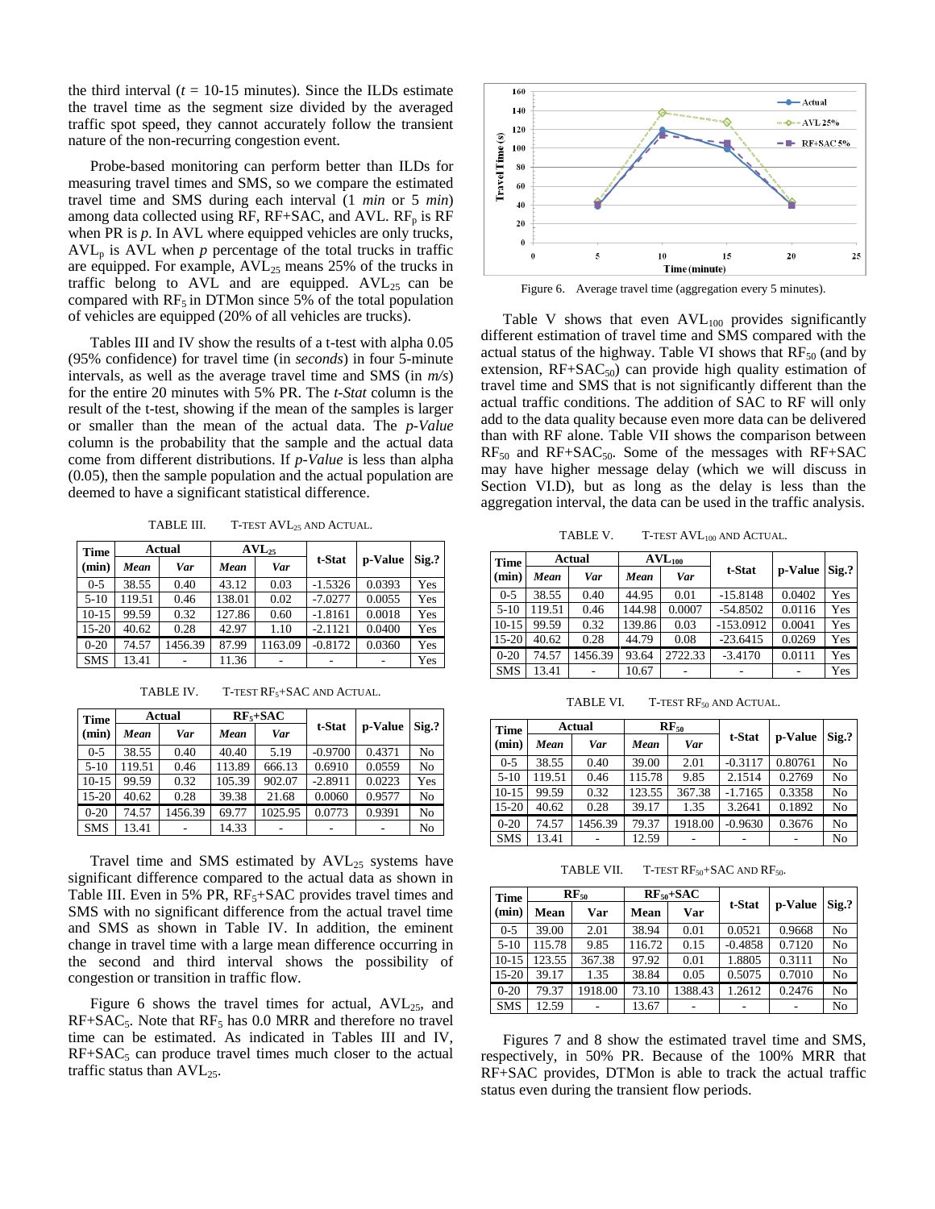the third interval ($t$ = 10-15 minutes). Since the ILDs estimate the travel time as the segment size divided by the averaged traffic spot speed, they cannot accurately follow the transient nature of the non-recurring congestion event.

Probe-based monitoring can perform better than ILDs for measuring travel times and SMS, so we compare the estimated travel time and SMS during each interval (1 *min* or 5 *min*) among data collected using RF, RF+SAC, and AVL. $RF_p$ is RF when PR is $p$. In AVL where equipped vehicles are only trucks, $AVL_p$ is AVL when $p$ percentage of the total trucks in traffic are equipped. For example, $AVL_{25}$ means 25% of the trucks in traffic belong to AVL and are equipped. $AVL_{25}$ can be compared with $RF_5$ in DTMon since 5% of the total population of vehicles are equipped (20% of all vehicles are trucks).

Tables III and IV show the results of a t-test with alpha 0.05 (95% confidence) for travel time (in *seconds*) in four 5-minute intervals, as well as the average travel time and SMS (in *m/s*) for the entire 20 minutes with 5% PR. The *t-Stat* column is the result of the t-test, showing if the mean of the samples is larger or smaller than the mean of the actual data. The *p-Value* column is the probability that the sample and the actual data come from different distributions. If *p-Value* is less than alpha (0.05), then the sample population and the actual population are deemed to have a significant statistical difference.

TABLE III. T-TEST $AVL_{25}$ AND ACTUAL.

| Time (min) | Actual | | $AVL_{25}$ | | t-Stat | p-Value | Sig.? |
|---|---|---|---|---|---|---|---|
| | *Mean* | *Var* | *Mean* | *Var* | | | |
| 0-5 | 38.55 | 0.40 | 43.12 | 0.03 | -1.5326 | 0.0393 | Yes |
| 5-10 | 119.51 | 0.46 | 138.01 | 0.02 | -7.0277 | 0.0055 | Yes |
| 10-15 | 99.59 | 0.32 | 127.86 | 0.60 | -1.8161 | 0.0018 | Yes |
| 15-20 | 40.62 | 0.28 | 42.97 | 1.10 | -2.1121 | 0.0400 | Yes |
| 0-20 | 74.57 | 1456.39 | 87.99 | 1163.09 | -0.8172 | 0.0360 | Yes |
| SMS | 13.41 | - | 11.36 | - | - | - | Yes |

TABLE IV. T-TEST $RF_5$+SAC AND ACTUAL.

| Time (min) | Actual | | $RF_5$+SAC | | t-Stat | p-Value | Sig.? |
|---|---|---|---|---|---|---|---|
| | *Mean* | *Var* | *Mean* | *Var* | | | |
| 0-5 | 38.55 | 0.40 | 40.40 | 5.19 | -0.9700 | 0.4371 | No |
| 5-10 | 119.51 | 0.46 | 113.89 | 666.13 | 0.6910 | 0.0559 | No |
| 10-15 | 99.59 | 0.32 | 105.39 | 902.07 | -2.8911 | 0.0223 | Yes |
| 15-20 | 40.62 | 0.28 | 39.38 | 21.68 | 0.0060 | 0.9577 | No |
| 0-20 | 74.57 | 1456.39 | 69.77 | 1025.95 | 0.0773 | 0.9391 | No |
| SMS | 13.41 | - | 14.33 | - | - | - | No |

Travel time and SMS estimated by $AVL_{25}$ systems have significant difference compared to the actual data as shown in Table III. Even in 5% PR, $RF_5$+SAC provides travel times and SMS with no significant difference from the actual travel time and SMS as shown in Table IV. In addition, the eminent change in travel time with a large mean difference occurring in the second and third interval shows the possibility of congestion or transition in traffic flow.

Figure 6 shows the travel times for actual, $AVL_{25}$, and $RF+SAC_5$. Note that $RF_5$ has 0.0 MRR and therefore no travel time can be estimated. As indicated in Tables III and IV, $RF+SAC_5$ can produce travel times much closer to the actual traffic status than $AVL_{25}$.

160
140
120
100
80
60
40
20
0
Travel Time (s)
0
5
10
15
20
25
Time (minute)
Actual
AVL 25%
RF+SAC 5%

Figure 6. Average travel time (aggregation every 5 minutes).

Table V shows that even $AVL_{100}$ provides significantly different estimation of travel time and SMS compared with the actual status of the highway. Table VI shows that $RF_{50}$ (and by extension, $RF+SAC_{50}$) can provide high quality estimation of travel time and SMS that is not significantly different than the actual traffic conditions. The addition of SAC to RF will only add to the data quality because even more data can be delivered than with RF alone. Table VII shows the comparison between $RF_{50}$ and $RF+SAC_{50}$. Some of the messages with RF+SAC may have higher message delay (which we will discuss in Section VI.D), but as long as the delay is less than the aggregation interval, the data can be used in the traffic analysis.

TABLE V. T-TEST $AVL_{100}$ AND ACTUAL.

| Time (min) | Actual | | $AVL_{100}$ | | t-Stat | p-Value | Sig.? |
|---|---|---|---|---|---|---|---|
| | *Mean* | *Var* | *Mean* | *Var* | | | |
| 0-5 | 38.55 | 0.40 | 44.95 | 0.01 | -15.8148 | 0.0402 | Yes |
| 5-10 | 119.51 | 0.46 | 144.98 | 0.0007 | -54.8502 | 0.0116 | Yes |
| 10-15 | 99.59 | 0.32 | 139.86 | 0.03 | -153.0912 | 0.0041 | Yes |
| 15-20 | 40.62 | 0.28 | 44.79 | 0.08 | -23.6415 | 0.0269 | Yes |
| 0-20 | 74.57 | 1456.39 | 93.64 | 2722.33 | -3.4170 | 0.0111 | Yes |
| SMS | 13.41 | - | 10.67 | - | - | - | Yes |

TABLE VI. T-TEST $RF_{50}$ AND ACTUAL.

| Time (min) | Actual | | $RF_{50}$ | | t-Stat | p-Value | Sig.? |
|---|---|---|---|---|---|---|---|
| | *Mean* | *Var* | *Mean* | *Var* | | | |
| 0-5 | 38.55 | 0.40 | 39.00 | 2.01 | -0.3117 | 0.80761 | No |
| 5-10 | 119.51 | 0.46 | 115.78 | 9.85 | 2.1514 | 0.2769 | No |
| 10-15 | 99.59 | 0.32 | 123.55 | 367.38 | -1.7165 | 0.3358 | No |
| 15-20 | 40.62 | 0.28 | 39.17 | 1.35 | 3.2641 | 0.1892 | No |
| 0-20 | 74.57 | 1456.39 | 79.37 | 1918.00 | -0.9630 | 0.3676 | No |
| SMS | 13.41 | - | 12.59 | - | - | - | No |

TABLE VII. T-TEST $RF_{50}$+SAC AND $RF_{50}$.

| Time (min) | $RF_{50}$ | | $RF_{50}$+SAC | | t-Stat | p-Value | Sig.? |
|---|---|---|---|---|---|---|---|
| | Mean | Var | Mean | Var | | | |
| 0-5 | 39.00 | 2.01 | 38.94 | 0.01 | 0.0521 | 0.9668 | No |
| 5-10 | 115.78 | 9.85 | 116.72 | 0.15 | -0.4858 | 0.7120 | No |
| 10-15 | 123.55 | 367.38 | 97.92 | 0.01 | 1.8805 | 0.3111 | No |
| 15-20 | 39.17 | 1.35 | 38.84 | 0.05 | 0.5075 | 0.7010 | No |
| 0-20 | 79.37 | 1918.00 | 73.10 | 1388.43 | 1.2612 | 0.2476 | No |
| SMS | 12.59 | - | 13.67 | - | - | - | No |

Figures 7 and 8 show the estimated travel time and SMS, respectively, in 50% PR. Because of the 100% MRR that RF+SAC provides, DTMon is able to track the actual traffic status even during the transient flow periods.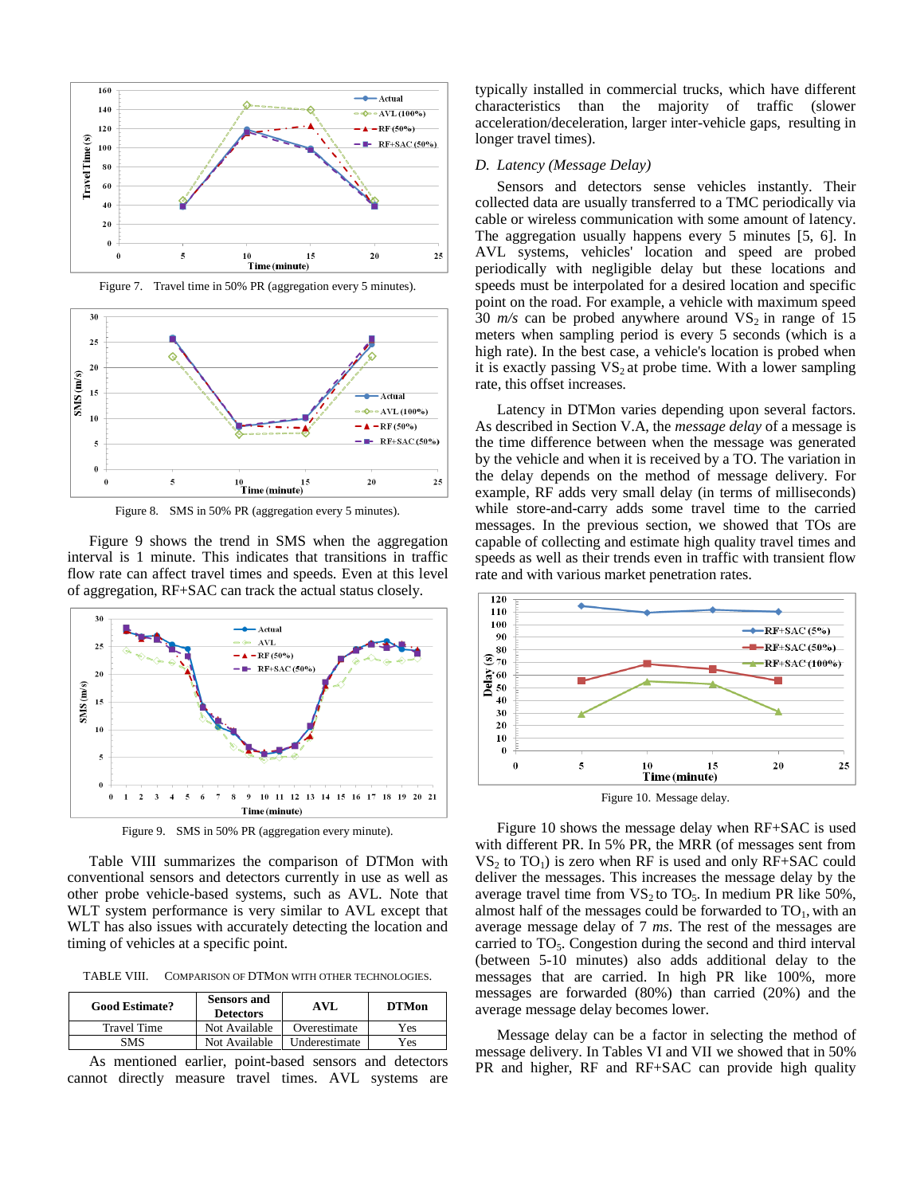160
140
120
100
80
60
40
20
0
Travel Time (s)
0 5 10 15 20 25
Time (minute)
Actual
AVL (100%)
RF (50%)
RF+SAC (50%)

Figure 7. Travel time in 50% PR (aggregation every 5 minutes).

30
25
20
15
10
5
0
SMS (m/s)
0 5 10 15 20 25
Time (minute)
Actual
AVL (100%)
RF (50%)
RF+SAC (50%)

Figure 8. SMS in 50% PR (aggregation every 5 minutes).

Figure 9 shows the trend in SMS when the aggregation interval is 1 minute. This indicates that transitions in traffic flow rate can affect travel times and speeds. Even at this level of aggregation, RF+SAC can track the actual status closely.

30
25
20
15
10
5
0
SMS (m/s)
0 1 2 3 4 5 6 7 8 9 10 11 12 13 14 15 16 17 18 19 20 21
Time (minute)
Actual
AVL
RF (50%)
RF+SAC (50%)

Figure 9. SMS in 50% PR (aggregation every minute).

Table VIII summarizes the comparison of DTMon with conventional sensors and detectors currently in use as well as other probe vehicle-based systems, such as AVL. Note that WLT system performance is very similar to AVL except that WLT has also issues with accurately detecting the location and timing of vehicles at a specific point.

TABLE VIII. COMPARISON OF DTMON WITH OTHER TECHNOLOGIES.

| Good Estimate? | Sensors and Detectors | AVL | DTMon |
|---|---|---|---|
| Travel Time | Not Available | Overestimate | Yes |
| SMS | Not Available | Underestimate | Yes |

As mentioned earlier, point-based sensors and detectors cannot directly measure travel times. AVL systems are typically installed in commercial trucks, which have different characteristics than the majority of traffic (slower acceleration/deceleration, larger inter-vehicle gaps, resulting in longer travel times).

### D. Latency (Message Delay)

Sensors and detectors sense vehicles instantly. Their collected data are usually transferred to a TMC periodically via cable or wireless communication with some amount of latency. The aggregation usually happens every 5 minutes [5, 6]. In AVL systems, vehicles' location and speed are probed periodically with negligible delay but these locations and speeds must be interpolated for a desired location and specific point on the road. For example, a vehicle with maximum speed 30 *m/s* can be probed anywhere around $VS_2$ in range of 15 meters when sampling period is every 5 seconds (which is a high rate). In the best case, a vehicle's location is probed when it is exactly passing $VS_2$ at probe time. With a lower sampling rate, this offset increases.

Latency in DTMon varies depending upon several factors. As described in Section V.A, the *message delay* of a message is the time difference between when the message was generated by the vehicle and when it is received by a TO. The variation in the delay depends on the method of message delivery. For example, RF adds very small delay (in terms of milliseconds) while store-and-carry adds some travel time to the carried messages. In the previous section, we showed that TOs are capable of collecting and estimate high quality travel times and speeds as well as their trends even in traffic with transient flow rate and with various market penetration rates.

120
110
100
90
80
70
60
50
40
30
20
10
0
Delay (s)
0 5 10 15 20 25
Time (minute)
RF+SAC (5%)
RF+SAC (50%)
RF+SAC (100%)

Figure 10. Message delay.

Figure 10 shows the message delay when RF+SAC is used with different PR. In 5% PR, the MRR (of messages sent from $VS_2$ to $TO_1$) is zero when RF is used and only RF+SAC could deliver the messages. This increases the message delay by the average travel time from $VS_2$ to $TO_5$. In medium PR like 50%, almost half of the messages could be forwarded to $TO_1$, with an average message delay of 7 *ms*. The rest of the messages are carried to $TO_5$. Congestion during the second and third interval (between 5-10 minutes) also adds additional delay to the messages that are carried. In high PR like 100%, more messages are forwarded (80%) than carried (20%) and the average message delay becomes lower.

Message delay can be a factor in selecting the method of message delivery. In Tables VI and VII we showed that in 50% PR and higher, RF and RF+SAC can provide high quality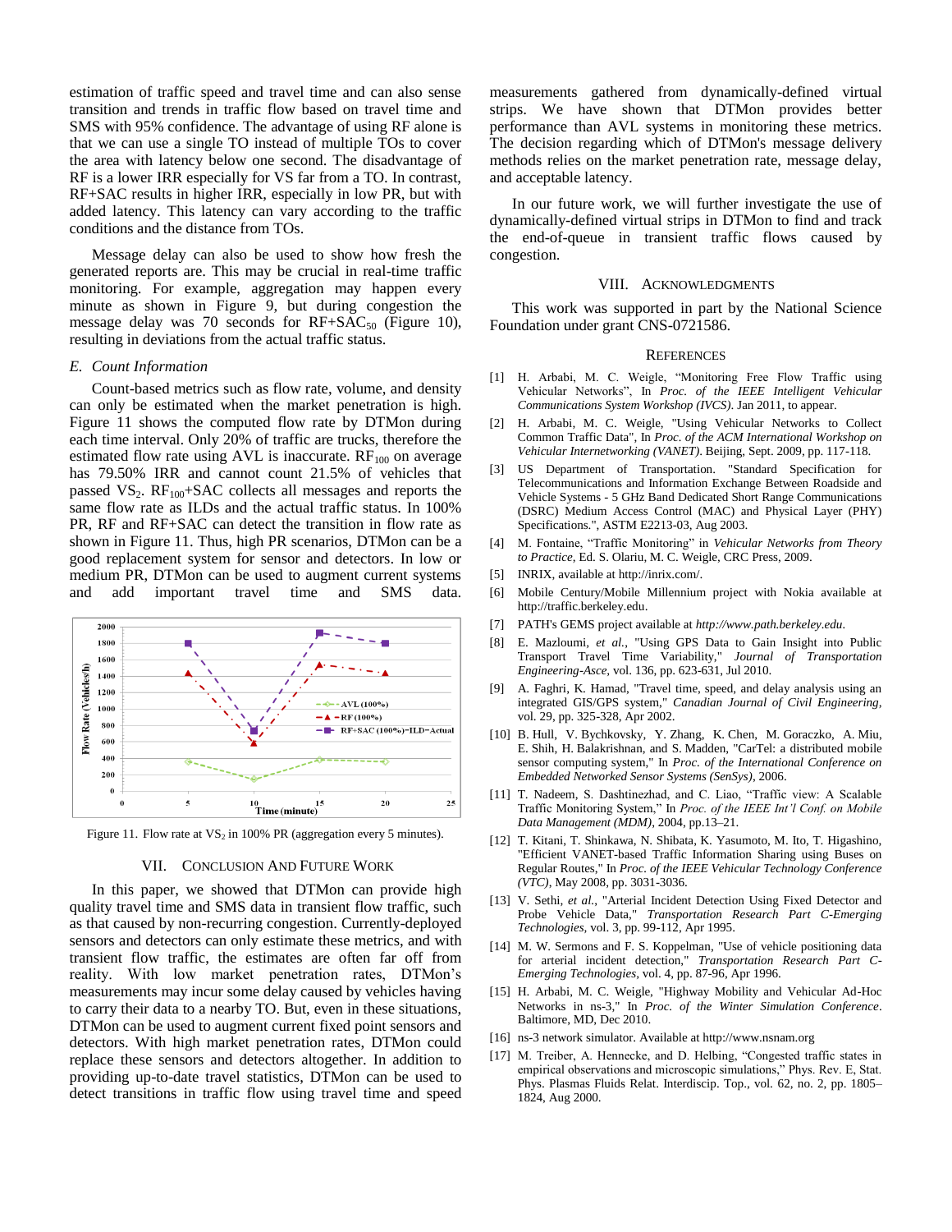estimation of traffic speed and travel time and can also sense transition and trends in traffic flow based on travel time and SMS with 95% confidence. The advantage of using RF alone is that we can use a single TO instead of multiple TOs to cover the area with latency below one second. The disadvantage of RF is a lower IRR especially for VS far from a TO. In contrast, RF+SAC results in higher IRR, especially in low PR, but with added latency. This latency can vary according to the traffic conditions and the distance from TOs.

Message delay can also be used to show how fresh the generated reports are. This may be crucial in real-time traffic monitoring. For example, aggregation may happen every minute as shown in Figure 9, but during congestion the message delay was 70 seconds for RF+$SAC_{50}$ (Figure 10), resulting in deviations from the actual traffic status.

### *E. Count Information*

Count-based metrics such as flow rate, volume, and density can only be estimated when the market penetration is high. Figure 11 shows the computed flow rate by DTMon during each time interval. Only 20% of traffic are trucks, therefore the estimated flow rate using AVL is inaccurate. $RF_{100}$ on average has 79.50% IRR and cannot count 21.5% of vehicles that passed $VS_2$. $RF_{100}$+SAC collects all messages and reports the same flow rate as ILDs and the actual traffic status. In 100% PR, RF and RF+SAC can detect the transition in flow rate as shown in Figure 11. Thus, high PR scenarios, DTMon can be a good replacement system for sensor and detectors. In low or medium PR, DTMon can be used to augment current systems and add important travel time and SMS data.

Flow Rate (Vehicles/h)
2000
1800
1600
1400
1200
1000
800
600
400
200
0
0
5
10
15
20
25
Time (minute)
AVL (100%)
RF (100%)
RF+SAC (100%)=ILD=Actual

Figure 11. Flow rate at $VS_2$ in 100% PR (aggregation every 5 minutes).

## VII. Conclusion And Future Work

In this paper, we showed that DTMon can provide high quality travel time and SMS data in transient flow traffic, such as that caused by non-recurring congestion. Currently-deployed sensors and detectors can only estimate these metrics, and with transient flow traffic, the estimates are often far off from reality. With low market penetration rates, DTMon's measurements may incur some delay caused by vehicles having to carry their data to a nearby TO. But, even in these situations, DTMon can be used to augment current fixed point sensors and detectors. With high market penetration rates, DTMon could replace these sensors and detectors altogether. In addition to providing up-to-date travel statistics, DTMon can be used to detect transitions in traffic flow using travel time and speed measurements gathered from dynamically-defined virtual strips. We have shown that DTMon provides better performance than AVL systems in monitoring these metrics. The decision regarding which of DTMon's message delivery methods relies on the market penetration rate, message delay, and acceptable latency.

In our future work, we will further investigate the use of dynamically-defined virtual strips in DTMon to find and track the end-of-queue in transient traffic flows caused by congestion.

## VIII. Acknowledgments

This work was supported in part by the National Science Foundation under grant CNS-0721586.

## References

[1] H. Arbabi, M. C. Weigle, "Monitoring Free Flow Traffic using Vehicular Networks", In *Proc. of the IEEE Intelligent Vehicular Communications System Workshop (IVCS)*. Jan 2011, to appear.

[2] H. Arbabi, M. C. Weigle, "Using Vehicular Networks to Collect Common Traffic Data", In *Proc. of the ACM International Workshop on Vehicular Internetworking (VANET)*. Beijing, Sept. 2009, pp. 117-118.

[3] US Department of Transportation. "Standard Specification for Telecommunications and Information Exchange Between Roadside and Vehicle Systems - 5 GHz Band Dedicated Short Range Communications (DSRC) Medium Access Control (MAC) and Physical Layer (PHY) Specifications.", ASTM E2213-03, Aug 2003.

[4] M. Fontaine, "Traffic Monitoring" in *Vehicular Networks from Theory to Practice*, Ed. S. Olariu, M. C. Weigle, CRC Press, 2009.

[5] INRIX, available at http://inrix.com/.

[6] Mobile Century/Mobile Millennium project with Nokia available at http://traffic.berkeley.edu.

[7] PATH's GEMS project available at *http://www.path.berkeley.edu*.

[8] E. Mazloumi, *et al.*, "Using GPS Data to Gain Insight into Public Transport Travel Time Variability," *Journal of Transportation Engineering-Asce*, vol. 136, pp. 623-631, Jul 2010.

[9] A. Faghri, K. Hamad, "Travel time, speed, and delay analysis using an integrated GIS/GPS system," *Canadian Journal of Civil Engineering*, vol. 29, pp. 325-328, Apr 2002.

[10] B. Hull, V. Bychkovsky, Y. Zhang, K. Chen, M. Goraczko, A. Miu, E. Shih, H. Balakrishnan, and S. Madden, "CarTel: a distributed mobile sensor computing system," In *Proc. of the International Conference on Embedded Networked Sensor Systems (SenSys)*, 2006.

[11] T. Nadeem, S. Dashtinezhad, and C. Liao, "Traffic view: A Scalable Traffic Monitoring System," In *Proc. of the IEEE Int'l Conf. on Mobile Data Management (MDM)*, 2004, pp.13–21.

[12] T. Kitani, T. Shinkawa, N. Shibata, K. Yasumoto, M. Ito, T. Higashino, "Efficient VANET-based Traffic Information Sharing using Buses on Regular Routes," In *Proc. of the IEEE Vehicular Technology Conference (VTC)*, May 2008, pp. 3031-3036.

[13] V. Sethi, *et al.*, "Arterial Incident Detection Using Fixed Detector and Probe Vehicle Data," *Transportation Research Part C-Emerging Technologies*, vol. 3, pp. 99-112, Apr 1995.

[14] M. W. Sermons and F. S. Koppelman, "Use of vehicle positioning data for arterial incident detection," *Transportation Research Part C-Emerging Technologies*, vol. 4, pp. 87-96, Apr 1996.

[15] H. Arbabi, M. C. Weigle, "Highway Mobility and Vehicular Ad-Hoc Networks in ns-3," In *Proc. of the Winter Simulation Conference*. Baltimore, MD, Dec 2010.

[16] ns-3 network simulator. Available at http://www.nsnam.org

[17] M. Treiber, A. Hennecke, and D. Helbing, "Congested traffic states in empirical observations and microscopic simulations," Phys. Rev. E, Stat. Phys. Plasmas Fluids Relat. Interdiscip. Top., vol. 62, no. 2, pp. 1805–1824, Aug 2000.